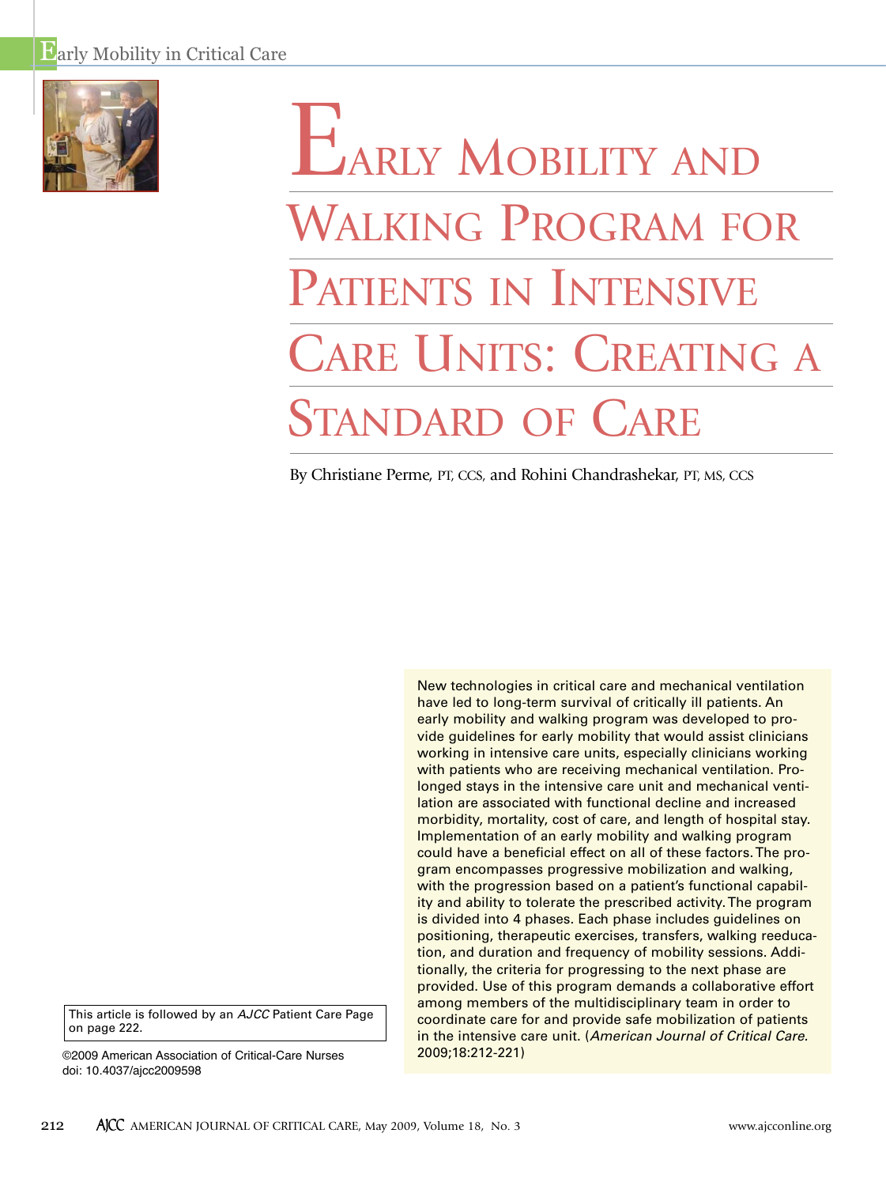# Early Mobility and Walking Program for Patients in Intensive Care Units: Creating a Standard of Care

By Christiane Perme, PT, CCS, and Rohini Chandrashekar, PT, MS, CCS

New technologies in critical care and mechanical ventilation have led to long-term survival of critically ill patients. An early mobility and walking program was developed to provide guidelines for early mobility that would assist clinicians working in intensive care units, especially clinicians working with patients who are receiving mechanical ventilation. Prolonged stays in the intensive care unit and mechanical ventilation are associated with functional decline and increased morbidity, mortality, cost of care, and length of hospital stay. Implementation of an early mobility and walking program could have a beneficial effect on all of these factors. The program encompasses progressive mobilization and walking, with the progression based on a patient's functional capability and ability to tolerate the prescribed activity. The program is divided into 4 phases. Each phase includes guidelines on positioning, therapeutic exercises, transfers, walking reeducation, and duration and frequency of mobility sessions. Additionally, the criteria for progressing to the next phase are provided. Use of this program demands a collaborative effort among members of the multidisciplinary team in order to coordinate care for and provide safe mobilization of patients in the intensive care unit. (*American Journal of Critical Care.* 2009;18:212-221)

This article is followed by an *AJCC* Patient Care Page on page 222.

©2009 American Association of Critical-Care Nurses
doi: 10.4037/ajcc2009598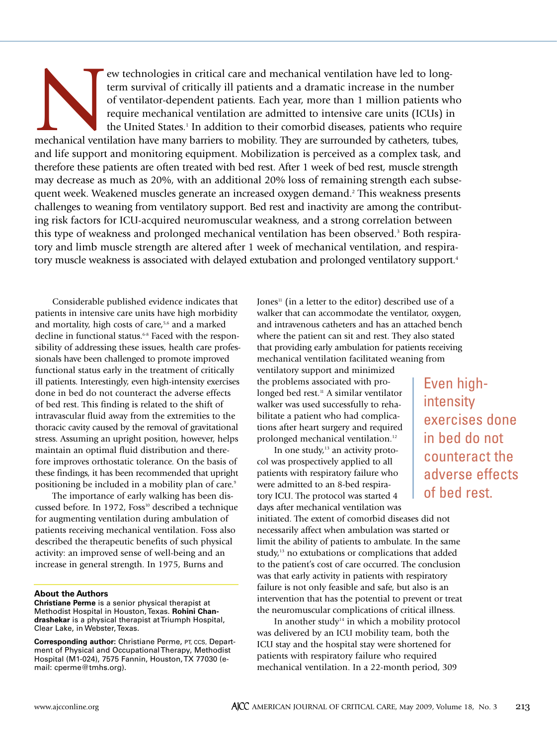New technologies in critical care and mechanical ventilation have led to long-term survival of critically ill patients and a dramatic increase in the number of ventilator-dependent patients. Each year, more than 1 million patients who require mechanical ventilation are admitted to intensive care units (ICUs) in the United States.[1] In addition to their comorbid diseases, patients who require mechanical ventilation have many barriers to mobility. They are surrounded by catheters, tubes, and life support and monitoring equipment. Mobilization is perceived as a complex task, and therefore these patients are often treated with bed rest. After 1 week of bed rest, muscle strength may decrease as much as 20%, with an additional 20% loss of remaining strength each subsequent week. Weakened muscles generate an increased oxygen demand.[2] This weakness presents challenges to weaning from ventilatory support. Bed rest and inactivity are among the contributing risk factors for ICU-acquired neuromuscular weakness, and a strong correlation between this type of weakness and prolonged mechanical ventilation has been observed.[3] Both respiratory and limb muscle strength are altered after 1 week of mechanical ventilation, and respiratory muscle weakness is associated with delayed extubation and prolonged ventilatory support.[4]

Considerable published evidence indicates that patients in intensive care units have high morbidity and mortality, high costs of care,[5,6] and a marked decline in functional status.[6-8] Faced with the responsibility of addressing these issues, health care professionals have been challenged to promote improved functional status early in the treatment of critically ill patients. Interestingly, even high-intensity exercises done in bed do not counteract the adverse effects of bed rest. This finding is related to the shift of intravascular fluid away from the extremities to the thoracic cavity caused by the removal of gravitational stress. Assuming an upright position, however, helps maintain an optimal fluid distribution and therefore improves orthostatic tolerance. On the basis of these findings, it has been recommended that upright positioning be included in a mobility plan of care.[9]

The importance of early walking has been discussed before. In 1972, Foss[10] described a technique for augmenting ventilation during ambulation of patients receiving mechanical ventilation. Foss also described the therapeutic benefits of such physical activity: an improved sense of well-being and an increase in general strength. In 1975, Burns and Jones[11] (in a letter to the editor) described use of a walker that can accommodate the ventilator, oxygen, and intravenous catheters and has an attached bench where the patient can sit and rest. They also stated that providing early ambulation for patients receiving mechanical ventilation facilitated weaning from ventilatory support and minimized the problems associated with prolonged bed rest.[11] A similar ventilator walker was used successfully to rehabilitate a patient who had complications after heart surgery and required prolonged mechanical ventilation.[12]

> Even high-intensity exercises done in bed do not counteract the adverse effects of bed rest.

In one study,[13] an activity protocol was prospectively applied to all patients with respiratory failure who were admitted to an 8-bed respiratory ICU. The protocol was started 4 days after mechanical ventilation was initiated. The extent of comorbid diseases did not necessarily affect when ambulation was started or limit the ability of patients to ambulate. In the same study,[13] no extubations or complications that added to the patient's cost of care occurred. The conclusion was that early activity in patients with respiratory failure is not only feasible and safe, but also is an intervention that has the potential to prevent or treat the neuromuscular complications of critical illness.

In another study[14] in which a mobility protocol was delivered by an ICU mobility team, both the ICU stay and the hospital stay were shortened for patients with respiratory failure who required mechanical ventilation. In a 22-month period, 309

**About the Authors**

**Christiane Perme** is a senior physical therapist at Methodist Hospital in Houston, Texas. **Rohini Chandrashekar** is a physical therapist at Triumph Hospital, Clear Lake, in Webster, Texas.

**Corresponding author:** Christiane Perme, PT, CCS, Department of Physical and Occupational Therapy, Methodist Hospital (M1-024), 7575 Fannin, Houston, TX 77030 (e-mail: cperme@tmhs.org).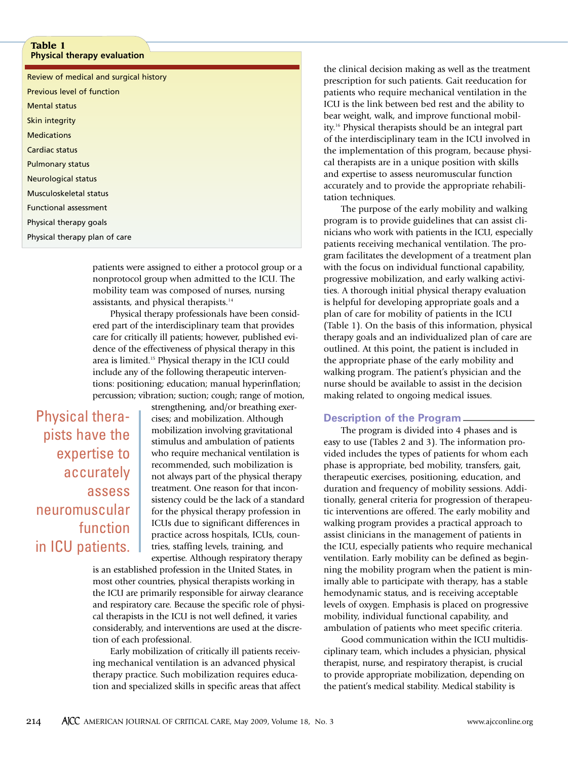**Table 1**
**Physical therapy evaluation**

| |
|---|
| Review of medical and surgical history |
| Previous level of function |
| Mental status |
| Skin integrity |
| Medications |
| Cardiac status |
| Pulmonary status |
| Neurological status |
| Musculoskeletal status |
| Functional assessment |
| Physical therapy goals |
| Physical therapy plan of care |

patients were assigned to either a protocol group or a nonprotocol group when admitted to the ICU. The mobility team was composed of nurses, nursing assistants, and physical therapists.[14]

Physical therapy professionals have been considered part of the interdisciplinary team that provides care for critically ill patients; however, published evidence of the effectiveness of physical therapy in this area is limited.[15] Physical therapy in the ICU could include any of the following therapeutic interventions: positioning; education; manual hyperinflation; percussion; vibration; suction; cough; range of motion, strengthening, and/or breathing exercises; and mobilization. Although mobilization involving gravitational stimulus and ambulation of patients who require mechanical ventilation is recommended, such mobilization is not always part of the physical therapy treatment. One reason for that inconsistency could be the lack of a standard for the physical therapy profession in ICUs due to significant differences in practice across hospitals, ICUs, countries, staffing levels, training, and expertise. Although respiratory therapy is an established profession in the United States, in most other countries, physical therapists working in the ICU are primarily responsible for airway clearance and respiratory care. Because the specific role of physical therapists in the ICU is not well defined, it varies considerably, and interventions are used at the discretion of each professional.

> Physical therapists have the expertise to accurately assess neuromuscular function in ICU patients.

Early mobilization of critically ill patients receiving mechanical ventilation is an advanced physical therapy practice. Such mobilization requires education and specialized skills in specific areas that affect the clinical decision making as well as the treatment prescription for such patients. Gait reeducation for patients who require mechanical ventilation in the ICU is the link between bed rest and the ability to bear weight, walk, and improve functional mobility.[16] Physical therapists should be an integral part of the interdisciplinary team in the ICU involved in the implementation of this program, because physical therapists are in a unique position with skills and expertise to assess neuromuscular function accurately and to provide the appropriate rehabilitation techniques.

The purpose of the early mobility and walking program is to provide guidelines that can assist clinicians who work with patients in the ICU, especially patients receiving mechanical ventilation. The program facilitates the development of a treatment plan with the focus on individual functional capability, progressive mobilization, and early walking activities. A thorough initial physical therapy evaluation is helpful for developing appropriate goals and a plan of care for mobility of patients in the ICU (Table 1). On the basis of this information, physical therapy goals and an individualized plan of care are outlined. At this point, the patient is included in the appropriate phase of the early mobility and walking program. The patient's physician and the nurse should be available to assist in the decision making related to ongoing medical issues.

## Description of the Program

The program is divided into 4 phases and is easy to use (Tables 2 and 3). The information provided includes the types of patients for whom each phase is appropriate, bed mobility, transfers, gait, therapeutic exercises, positioning, education, and duration and frequency of mobility sessions. Additionally, general criteria for progression of therapeutic interventions are offered. The early mobility and walking program provides a practical approach to assist clinicians in the management of patients in the ICU, especially patients who require mechanical ventilation. Early mobility can be defined as beginning the mobility program when the patient is minimally able to participate with therapy, has a stable hemodynamic status, and is receiving acceptable levels of oxygen. Emphasis is placed on progressive mobility, individual functional capability, and ambulation of patients who meet specific criteria.

Good communication within the ICU multidisciplinary team, which includes a physician, physical therapist, nurse, and respiratory therapist, is crucial to provide appropriate mobilization, depending on the patient's medical stability. Medical stability is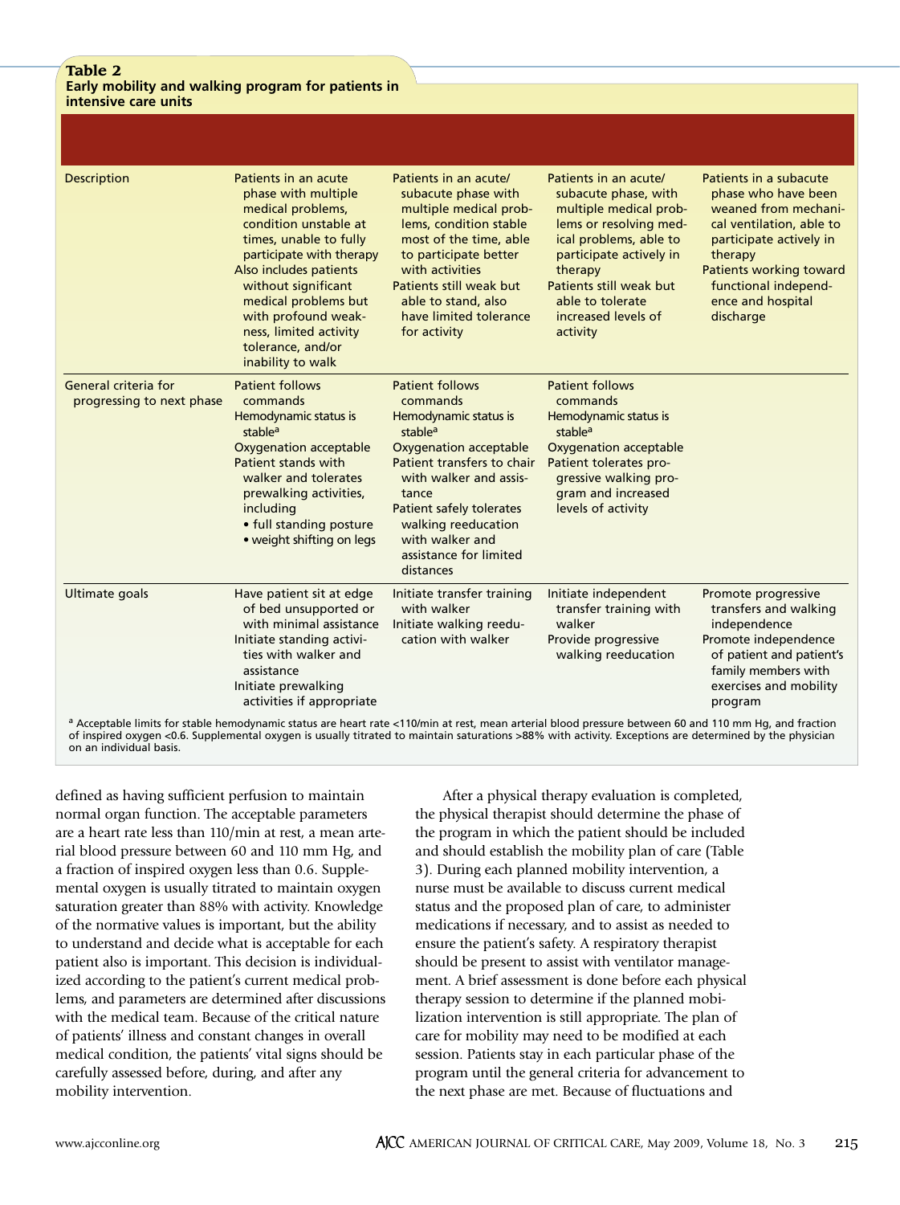**Table 2**
**Early mobility and walking program for patients in intensive care units**

| | | | | |
|---|---|---|---|---|
| Description | Patients in an acute phase with multiple medical problems, condition unstable at times, unable to fully participate with therapy<br>Also includes patients without significant medical problems but with profound weakness, limited activity tolerance, and/or inability to walk | Patients in an acute/subacute phase with multiple medical problems, condition stable most of the time, able to participate better with activities<br>Patients still weak but able to stand, also have limited tolerance for activity | Patients in an acute/subacute phase, with multiple medical problems or resolving medical problems, able to participate actively in therapy<br>Patients still weak but able to tolerate increased levels of activity | Patients in a subacute phase who have been weaned from mechanical ventilation, able to participate actively in therapy<br>Patients working toward functional independence and hospital discharge |
| General criteria for progressing to next phase | Patient follows commands<br>Hemodynamic status is stable[a]<br>Oxygenation acceptable<br>Patient stands with walker and tolerates prewalking activities, including<br>• full standing posture<br>• weight shifting on legs | Patient follows commands<br>Hemodynamic status is stable[a]<br>Oxygenation acceptable<br>Patient transfers to chair with walker and assistance<br>Patient safely tolerates walking reeducation with walker and assistance for limited distances | Patient follows commands<br>Hemodynamic status is stable[a]<br>Oxygenation acceptable<br>Patient tolerates progressive walking program and increased levels of activity | |
| Ultimate goals | Have patient sit at edge of bed unsupported or with minimal assistance<br>Initiate standing activities with walker and assistance<br>Initiate prewalking activities if appropriate | Initiate transfer training with walker<br>Initiate walking reeducation with walker | Initiate independent transfer training with walker<br>Provide progressive walking reeducation | Promote progressive transfers and walking independence<br>Promote independence of patient and patient's family members with exercises and mobility program |

[a] Acceptable limits for stable hemodynamic status are heart rate <110/min at rest, mean arterial blood pressure between 60 and 110 mm Hg, and fraction of inspired oxygen <0.6. Supplemental oxygen is usually titrated to maintain saturations >88% with activity. Exceptions are determined by the physician on an individual basis.

defined as having sufficient perfusion to maintain normal organ function. The acceptable parameters are a heart rate less than 110/min at rest, a mean arterial blood pressure between 60 and 110 mm Hg, and a fraction of inspired oxygen less than 0.6. Supplemental oxygen is usually titrated to maintain oxygen saturation greater than 88% with activity. Knowledge of the normative values is important, but the ability to understand and decide what is acceptable for each patient also is important. This decision is individualized according to the patient's current medical problems, and parameters are determined after discussions with the medical team. Because of the critical nature of patients' illness and constant changes in overall medical condition, the patients' vital signs should be carefully assessed before, during, and after any mobility intervention.

After a physical therapy evaluation is completed, the physical therapist should determine the phase of the program in which the patient should be included and should establish the mobility plan of care (Table 3). During each planned mobility intervention, a nurse must be available to discuss current medical status and the proposed plan of care, to administer medications if necessary, and to assist as needed to ensure the patient's safety. A respiratory therapist should be present to assist with ventilator management. A brief assessment is done before each physical therapy session to determine if the planned mobilization intervention is still appropriate. The plan of care for mobility may need to be modified at each session. Patients stay in each particular phase of the program until the general criteria for advancement to the next phase are met. Because of fluctuations and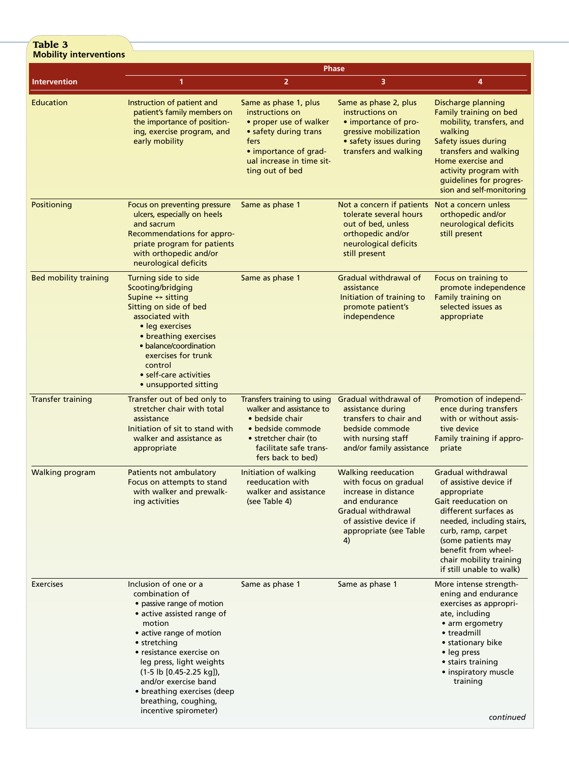**Table 3**
**Mobility interventions**

| Intervention | Phase 1 | Phase 2 | Phase 3 | Phase 4 |
|---|---|---|---|---|
| Education | Instruction of patient and patient's family members on the importance of positioning, exercise program, and early mobility | Same as phase 1, plus instructions on<br>• proper use of walker<br>• safety during transfers<br>• importance of gradual increase in time sitting out of bed | Same as phase 2, plus instructions on<br>• importance of progressive mobilization<br>• safety issues during transfers and walking | Discharge planning<br>Family training on bed mobility, transfers, and walking<br>Safety issues during transfers and walking<br>Home exercise and activity program with guidelines for progression and self-monitoring |
| Positioning | Focus on preventing pressure ulcers, especially on heels and sacrum<br>Recommendations for appropriate program for patients with orthopedic and/or neurological deficits | Same as phase 1 | Not a concern if patients tolerate several hours out of bed, unless orthopedic and/or neurological deficits still present | Not a concern unless orthopedic and/or neurological deficits still present |
| Bed mobility training | Turning side to side<br>Scooting/bridging<br>Supine ↔ sitting<br>Sitting on side of bed associated with<br>• leg exercises<br>• breathing exercises<br>• balance/coordination exercises for trunk control<br>• self-care activities<br>• unsupported sitting | Same as phase 1 | Gradual withdrawal of assistance<br>Initiation of training to promote patient's independence | Focus on training to promote independence<br>Family training on selected issues as appropriate |
| Transfer training | Transfer out of bed only to stretcher chair with total assistance<br>Initiation of sit to stand with walker and assistance as appropriate | Transfers training to using walker and assistance to<br>• bedside chair<br>• bedside commode<br>• stretcher chair (to facilitate safe transfers back to bed) | Gradual withdrawal of assistance during transfers to chair and bedside commode with nursing staff and/or family assistance | Promotion of independence during transfers with or without assistive device<br>Family training if appropriate |
| Walking program | Patients not ambulatory<br>Focus on attempts to stand with walker and prewalking activities | Initiation of walking reeducation with walker and assistance (see Table 4) | Walking reeducation with focus on gradual increase in distance and endurance<br>Gradual withdrawal of assistive device if appropriate (see Table 4) | Gradual withdrawal of assistive device if appropriate<br>Gait reeducation on different surfaces as needed, including stairs, curb, ramp, carpet (some patients may benefit from wheelchair mobility training if still unable to walk) |
| Exercises | Inclusion of one or a combination of<br>• passive range of motion<br>• active assisted range of motion<br>• active range of motion<br>• stretching<br>• resistance exercise on leg press, light weights (1-5 lb [0.45-2.25 kg]), and/or exercise band<br>• breathing exercises (deep breathing, coughing, incentive spirometer) | Same as phase 1 | Same as phase 1 | More intense strengthening and endurance exercises as appropriate, including<br>• arm ergometry<br>• treadmill<br>• stationary bike<br>• leg press<br>• stairs training<br>• inspiratory muscle training |

*continued*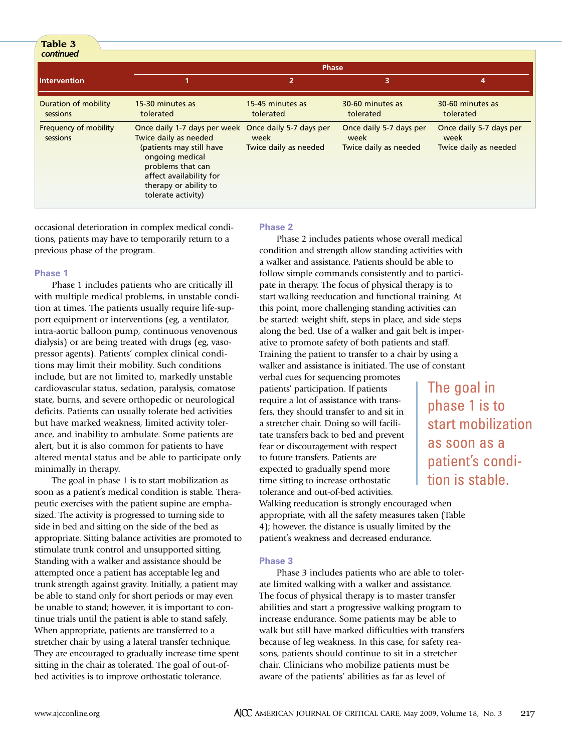**Table 3**
*continued*

| Intervention | Phase 1 | Phase 2 | Phase 3 | Phase 4 |
|---|---|---|---|---|
| Duration of mobility sessions | 15-30 minutes as tolerated | 15-45 minutes as tolerated | 30-60 minutes as tolerated | 30-60 minutes as tolerated |
| Frequency of mobility sessions | Once daily 1-7 days per week<br>Twice daily as needed (patients may still have ongoing medical problems that can affect availability for therapy or ability to tolerate activity) | Once daily 5-7 days per week<br>Twice daily as needed | Once daily 5-7 days per week<br>Twice daily as needed | Once daily 5-7 days per week<br>Twice daily as needed |

occasional deterioration in complex medical conditions, patients may have to temporarily return to a previous phase of the program.

### Phase 1

Phase 1 includes patients who are critically ill with multiple medical problems, in unstable condition at times. The patients usually require life-support equipment or interventions (eg, a ventilator, intra-aortic balloon pump, continuous venovenous dialysis) or are being treated with drugs (eg, vasopressor agents). Patients' complex clinical conditions may limit their mobility. Such conditions include, but are not limited to, markedly unstable cardiovascular status, sedation, paralysis, comatose state, burns, and severe orthopedic or neurological deficits. Patients can usually tolerate bed activities but have marked weakness, limited activity tolerance, and inability to ambulate. Some patients are alert, but it is also common for patients to have altered mental status and be able to participate only minimally in therapy.

The goal in phase 1 is to start mobilization as soon as a patient's medical condition is stable. Therapeutic exercises with the patient supine are emphasized. The activity is progressed to turning side to side in bed and sitting on the side of the bed as appropriate. Sitting balance activities are promoted to stimulate trunk control and unsupported sitting. Standing with a walker and assistance should be attempted once a patient has acceptable leg and trunk strength against gravity. Initially, a patient may be able to stand only for short periods or may even be unable to stand; however, it is important to continue trials until the patient is able to stand safely. When appropriate, patients are transferred to a stretcher chair by using a lateral transfer technique. They are encouraged to gradually increase time spent sitting in the chair as tolerated. The goal of out-of-bed activities is to improve orthostatic tolerance.

### Phase 2

Phase 2 includes patients whose overall medical condition and strength allow standing activities with a walker and assistance. Patients should be able to follow simple commands consistently and to participate in therapy. The focus of physical therapy is to start walking reeducation and functional training. At this point, more challenging standing activities can be started: weight shift, steps in place, and side steps along the bed. Use of a walker and gait belt is imperative to promote safety of both patients and staff. Training the patient to transfer to a chair by using a walker and assistance is initiated. The use of constant verbal cues for sequencing promotes patients' participation. If patients require a lot of assistance with transfers, they should transfer to and sit in a stretcher chair. Doing so will facilitate transfers back to bed and prevent fear or discouragement with respect to future transfers. Patients are expected to gradually spend more time sitting to increase orthostatic tolerance and out-of-bed activities. Walking reeducation is strongly encouraged when appropriate, with all the safety measures taken (Table 4); however, the distance is usually limited by the patient's weakness and decreased endurance.

> The goal in phase 1 is to start mobilization as soon as a patient's condition is stable.

### Phase 3

Phase 3 includes patients who are able to tolerate limited walking with a walker and assistance. The focus of physical therapy is to master transfer abilities and start a progressive walking program to increase endurance. Some patients may be able to walk but still have marked difficulties with transfers because of leg weakness. In this case, for safety reasons, patients should continue to sit in a stretcher chair. Clinicians who mobilize patients must be aware of the patients' abilities as far as level of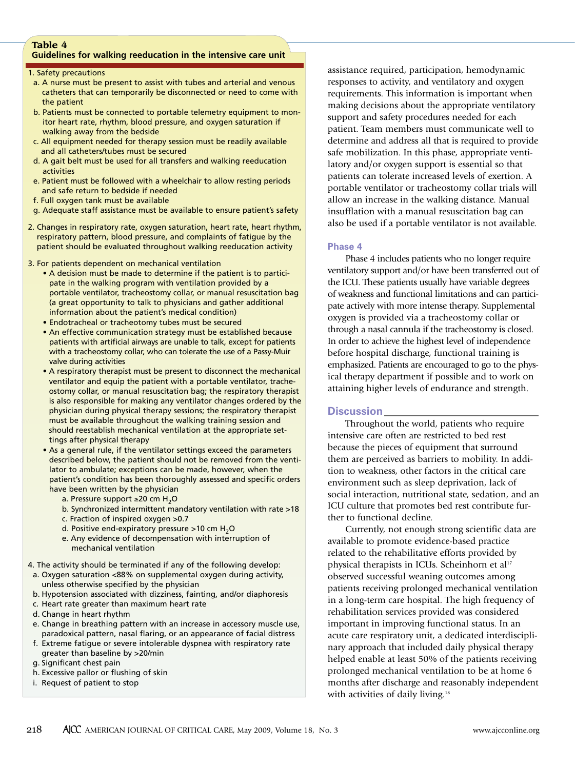**Table 4**
**Guidelines for walking reeducation in the intensive care unit**

1. Safety precautions
   a. A nurse must be present to assist with tubes and arterial and venous catheters that can temporarily be disconnected or need to come with the patient
   b. Patients must be connected to portable telemetry equipment to monitor heart rate, rhythm, blood pressure, and oxygen saturation if walking away from the bedside
   c. All equipment needed for therapy session must be readily available and all catheters/tubes must be secured
   d. A gait belt must be used for all transfers and walking reeducation activities
   e. Patient must be followed with a wheelchair to allow resting periods and safe return to bedside if needed
   f. Full oxygen tank must be available
   g. Adequate staff assistance must be available to ensure patient's safety

2. Changes in respiratory rate, oxygen saturation, heart rate, heart rhythm, respiratory pattern, blood pressure, and complaints of fatigue by the patient should be evaluated throughout walking reeducation activity

3. For patients dependent on mechanical ventilation
   - A decision must be made to determine if the patient is to participate in the walking program with ventilation provided by a portable ventilator, tracheostomy collar, or manual resuscitation bag (a great opportunity to talk to physicians and gather additional information about the patient's medical condition)
   - Endotracheal or tracheotomy tubes must be secured
   - An effective communication strategy must be established because patients with artificial airways are unable to talk, except for patients with a tracheostomy collar, who can tolerate the use of a Passy-Muir valve during activities
   - A respiratory therapist must be present to disconnect the mechanical ventilator and equip the patient with a portable ventilator, tracheostomy collar, or manual resuscitation bag; the respiratory therapist is also responsible for making any ventilator changes ordered by the physician during physical therapy sessions; the respiratory therapist must be available throughout the walking training session and should reestablish mechanical ventilation at the appropriate settings after physical therapy
   - As a general rule, if the ventilator settings exceed the parameters described below, the patient should not be removed from the ventilator to ambulate; exceptions can be made, however, when the patient's condition has been thoroughly assessed and specific orders have been written by the physician
     a. Pressure support ≥20 cm $H_2O$
     b. Synchronized intermittent mandatory ventilation with rate >18
     c. Fraction of inspired oxygen >0.7
     d. Positive end-expiratory pressure >10 cm $H_2O$
     e. Any evidence of decompensation with interruption of mechanical ventilation

4. The activity should be terminated if any of the following develop:
   a. Oxygen saturation <88% on supplemental oxygen during activity, unless otherwise specified by the physician
   b. Hypotension associated with dizziness, fainting, and/or diaphoresis
   c. Heart rate greater than maximum heart rate
   d. Change in heart rhythm
   e. Change in breathing pattern with an increase in accessory muscle use, paradoxical pattern, nasal flaring, or an appearance of facial distress
   f. Extreme fatigue or severe intolerable dyspnea with respiratory rate greater than baseline by >20/min
   g. Significant chest pain
   h. Excessive pallor or flushing of skin
   i. Request of patient to stop

assistance required, participation, hemodynamic responses to activity, and ventilatory and oxygen requirements. This information is important when making decisions about the appropriate ventilatory support and safety procedures needed for each patient. Team members must communicate well to determine and address all that is required to provide safe mobilization. In this phase, appropriate ventilatory and/or oxygen support is essential so that patients can tolerate increased levels of exertion. A portable ventilator or tracheostomy collar trials will allow an increase in the walking distance. Manual insufflation with a manual resuscitation bag can also be used if a portable ventilator is not available.

### Phase 4

Phase 4 includes patients who no longer require ventilatory support and/or have been transferred out of the ICU. These patients usually have variable degrees of weakness and functional limitations and can participate actively with more intense therapy. Supplemental oxygen is provided via a tracheostomy collar or through a nasal cannula if the tracheostomy is closed. In order to achieve the highest level of independence before hospital discharge, functional training is emphasized. Patients are encouraged to go to the physical therapy department if possible and to work on attaining higher levels of endurance and strength.

## Discussion

Throughout the world, patients who require intensive care often are restricted to bed rest because the pieces of equipment that surround them are perceived as barriers to mobility. In addition to weakness, other factors in the critical care environment such as sleep deprivation, lack of social interaction, nutritional state, sedation, and an ICU culture that promotes bed rest contribute further to functional decline.

Currently, not enough strong scientific data are available to promote evidence-based practice related to the rehabilitative efforts provided by physical therapists in ICUs. Scheinhorn et al[17] observed successful weaning outcomes among patients receiving prolonged mechanical ventilation in a long-term care hospital. The high frequency of rehabilitation services provided was considered important in improving functional status. In an acute care respiratory unit, a dedicated interdisciplinary approach that included daily physical therapy helped enable at least 50% of the patients receiving prolonged mechanical ventilation to be at home 6 months after discharge and reasonably independent with activities of daily living.[18]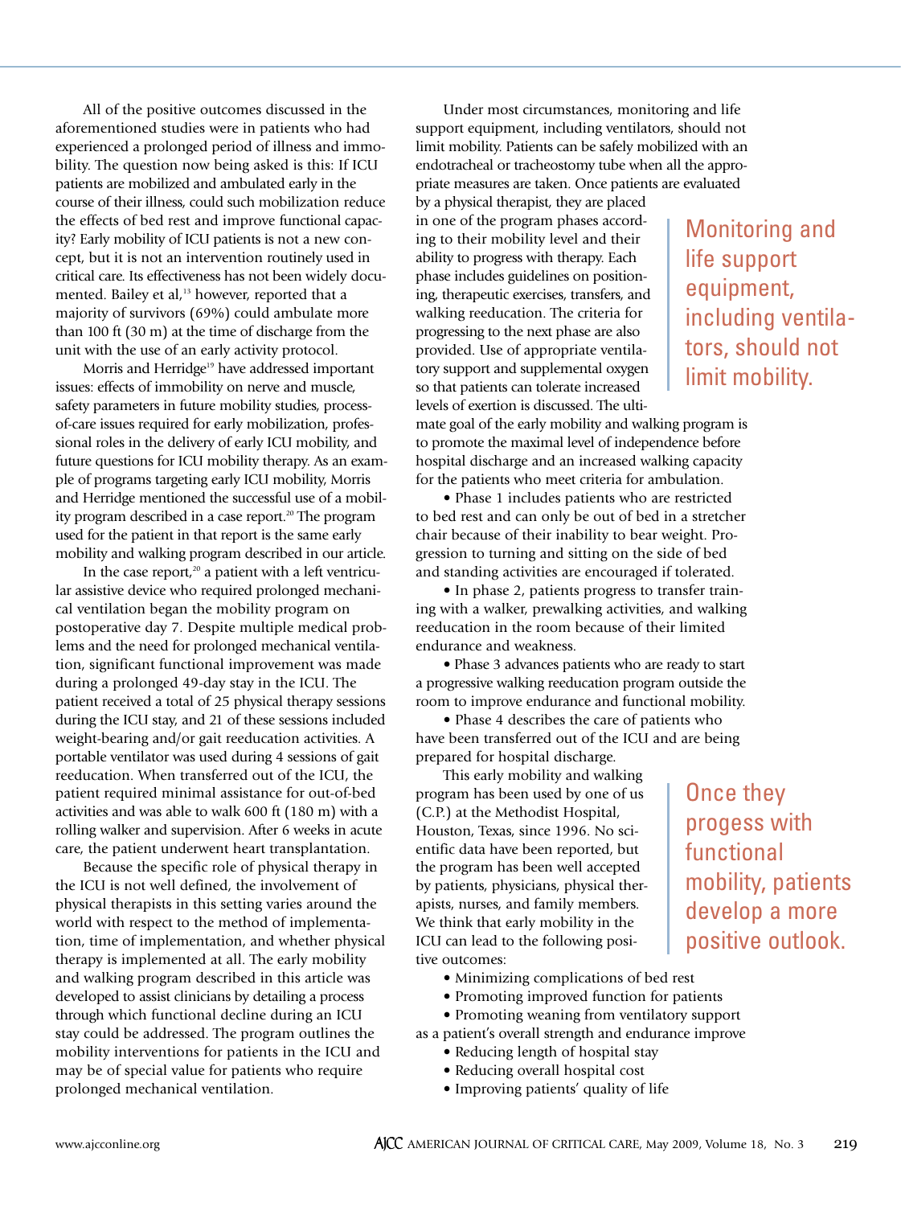All of the positive outcomes discussed in the aforementioned studies were in patients who had experienced a prolonged period of illness and immobility. The question now being asked is this: If ICU patients are mobilized and ambulated early in the course of their illness, could such mobilization reduce the effects of bed rest and improve functional capacity? Early mobility of ICU patients is not a new concept, but it is not an intervention routinely used in critical care. Its effectiveness has not been widely documented. Bailey et al,[13] however, reported that a majority of survivors (69%) could ambulate more than 100 ft (30 m) at the time of discharge from the unit with the use of an early activity protocol.

Morris and Herridge[19] have addressed important issues: effects of immobility on nerve and muscle, safety parameters in future mobility studies, process-of-care issues required for early mobilization, professional roles in the delivery of early ICU mobility, and future questions for ICU mobility therapy. As an example of programs targeting early ICU mobility, Morris and Herridge mentioned the successful use of a mobility program described in a case report.[20] The program used for the patient in that report is the same early mobility and walking program described in our article.

In the case report,[20] a patient with a left ventricular assistive device who required prolonged mechanical ventilation began the mobility program on postoperative day 7. Despite multiple medical problems and the need for prolonged mechanical ventilation, significant functional improvement was made during a prolonged 49-day stay in the ICU. The patient received a total of 25 physical therapy sessions during the ICU stay, and 21 of these sessions included weight-bearing and/or gait reeducation activities. A portable ventilator was used during 4 sessions of gait reeducation. When transferred out of the ICU, the patient required minimal assistance for out-of-bed activities and was able to walk 600 ft (180 m) with a rolling walker and supervision. After 6 weeks in acute care, the patient underwent heart transplantation.

Because the specific role of physical therapy in the ICU is not well defined, the involvement of physical therapists in this setting varies around the world with respect to the method of implementation, time of implementation, and whether physical therapy is implemented at all. The early mobility and walking program described in this article was developed to assist clinicians by detailing a process through which functional decline during an ICU stay could be addressed. The program outlines the mobility interventions for patients in the ICU and may be of special value for patients who require prolonged mechanical ventilation.

Under most circumstances, monitoring and life support equipment, including ventilators, should not limit mobility. Patients can be safely mobilized with an endotracheal or tracheostomy tube when all the appropriate measures are taken. Once patients are evaluated by a physical therapist, they are placed in one of the program phases according to their mobility level and their ability to progress with therapy. Each phase includes guidelines on positioning, therapeutic exercises, transfers, and walking reeducation. The criteria for progressing to the next phase are also provided. Use of appropriate ventilatory support and supplemental oxygen so that patients can tolerate increased levels of exertion is discussed. The ultimate goal of the early mobility and walking program is to promote the maximal level of independence before hospital discharge and an increased walking capacity for the patients who meet criteria for ambulation.

> Monitoring and life support equipment, including ventilators, should not limit mobility.

- Phase 1 includes patients who are restricted to bed rest and can only be out of bed in a stretcher chair because of their inability to bear weight. Progression to turning and sitting on the side of bed and standing activities are encouraged if tolerated.
- In phase 2, patients progress to transfer training with a walker, prewalking activities, and walking reeducation in the room because of their limited endurance and weakness.
- Phase 3 advances patients who are ready to start a progressive walking reeducation program outside the room to improve endurance and functional mobility.
- Phase 4 describes the care of patients who have been transferred out of the ICU and are being prepared for hospital discharge.

This early mobility and walking program has been used by one of us (C.P.) at the Methodist Hospital, Houston, Texas, since 1996. No scientific data have been reported, but the program has been well accepted by patients, physicians, physical therapists, nurses, and family members. We think that early mobility in the ICU can lead to the following positive outcomes:

> Once they progess with functional mobility, patients develop a more positive outlook.

- Minimizing complications of bed rest
- Promoting improved function for patients
- Promoting weaning from ventilatory support as a patient's overall strength and endurance improve
- Reducing length of hospital stay
- Reducing overall hospital cost
- Improving patients' quality of life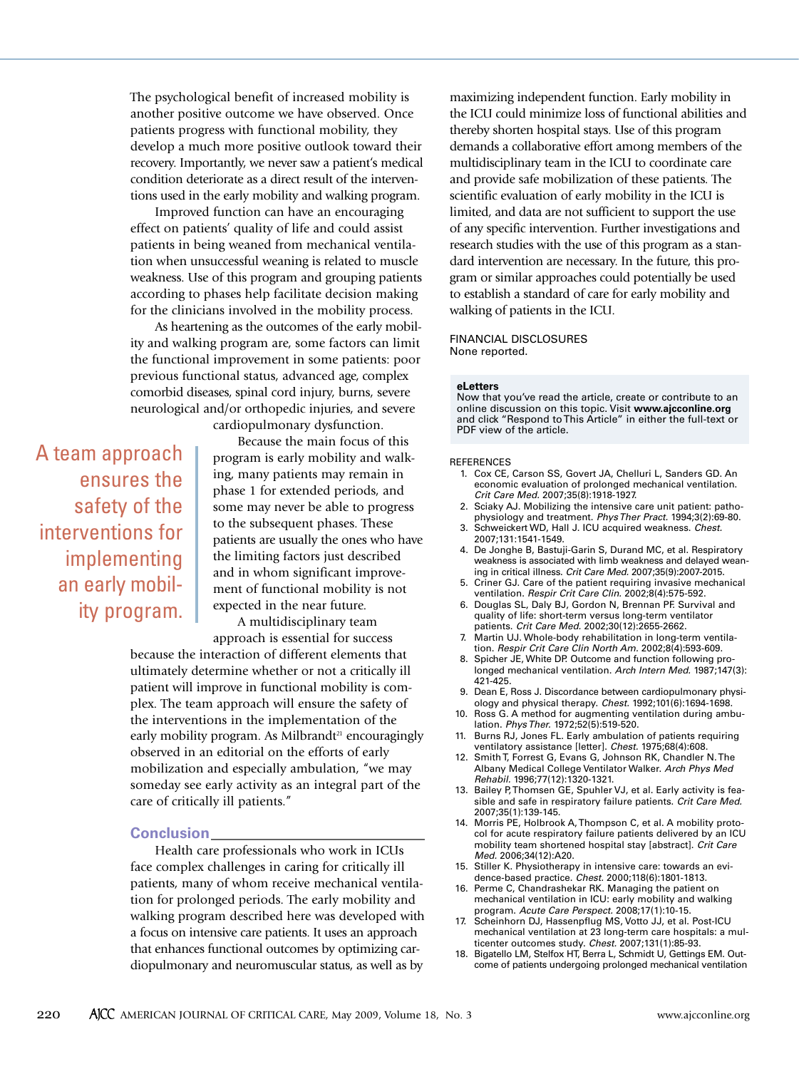The psychological benefit of increased mobility is another positive outcome we have observed. Once patients progress with functional mobility, they develop a much more positive outlook toward their recovery. Importantly, we never saw a patient's medical condition deteriorate as a direct result of the interventions used in the early mobility and walking program.

Improved function can have an encouraging effect on patients' quality of life and could assist patients in being weaned from mechanical ventilation when unsuccessful weaning is related to muscle weakness. Use of this program and grouping patients according to phases help facilitate decision making for the clinicians involved in the mobility process.

As heartening as the outcomes of the early mobility and walking program are, some factors can limit the functional improvement in some patients: poor previous functional status, advanced age, complex comorbid diseases, spinal cord injury, burns, severe neurological and/or orthopedic injuries, and severe cardiopulmonary dysfunction.

> A team approach ensures the safety of the interventions for implementing an early mobility program.

Because the main focus of this program is early mobility and walking, many patients may remain in phase 1 for extended periods, and some may never be able to progress to the subsequent phases. These patients are usually the ones who have the limiting factors just described and in whom significant improvement of functional mobility is not expected in the near future.

A multidisciplinary team approach is essential for success because the interaction of different elements that ultimately determine whether or not a critically ill patient will improve in functional mobility is complex. The team approach will ensure the safety of the interventions in the implementation of the early mobility program. As Milbrandt[21] encouragingly observed in an editorial on the efforts of early mobilization and especially ambulation, "we may someday see early activity as an integral part of the care of critically ill patients."

## Conclusion

Health care professionals who work in ICUs face complex challenges in caring for critically ill patients, many of whom receive mechanical ventilation for prolonged periods. The early mobility and walking program described here was developed with a focus on intensive care patients. It uses an approach that enhances functional outcomes by optimizing cardiopulmonary and neuromuscular status, as well as by maximizing independent function. Early mobility in the ICU could minimize loss of functional abilities and thereby shorten hospital stays. Use of this program demands a collaborative effort among members of the multidisciplinary team in the ICU to coordinate care and provide safe mobilization of these patients. The scientific evaluation of early mobility in the ICU is limited, and data are not sufficient to support the use of any specific intervention. Further investigations and research studies with the use of this program as a standard intervention are necessary. In the future, this program or similar approaches could potentially be used to establish a standard of care for early mobility and walking of patients in the ICU.

FINANCIAL DISCLOSURES
None reported.

**eLetters**
Now that you've read the article, create or contribute to an online discussion on this topic. Visit **www.ajcconline.org** and click "Respond to This Article" in either the full-text or PDF view of the article.

REFERENCES

1. Cox CE, Carson SS, Govert JA, Chelluri L, Sanders GD. An economic evaluation of prolonged mechanical ventilation. *Crit Care Med.* 2007;35(8):1918-1927.
2. Sciaky AJ. Mobilizing the intensive care unit patient: pathophysiology and treatment. *Phys Ther Pract.* 1994;3(2):69-80.
3. Schweickert WD, Hall J. ICU acquired weakness. *Chest.* 2007;131:1541-1549.
4. De Jonghe B, Bastuji-Garin S, Durand MC, et al. Respiratory weakness is associated with limb weakness and delayed weaning in critical illness. *Crit Care Med.* 2007;35(9):2007-2015.
5. Criner GJ. Care of the patient requiring invasive mechanical ventilation. *Respir Crit Care Clin.* 2002;8(4):575-592.
6. Douglas SL, Daly BJ, Gordon N, Brennan PF. Survival and quality of life: short-term versus long-term ventilator patients. *Crit Care Med.* 2002;30(12):2655-2662.
7. Martin UJ. Whole-body rehabilitation in long-term ventilation. *Respir Crit Care Clin North Am.* 2002;8(4):593-609.
8. Spicher JE, White DP. Outcome and function following prolonged mechanical ventilation. *Arch Intern Med.* 1987;147(3):421-425.
9. Dean E, Ross J. Discordance between cardiopulmonary physiology and physical therapy. *Chest.* 1992;101(6):1694-1698.
10. Ross G. A method for augmenting ventilation during ambulation. *Phys Ther.* 1972;52(5):519-520.
11. Burns RJ, Jones FL. Early ambulation of patients requiring ventilatory assistance [letter]. *Chest.* 1975;68(4):608.
12. Smith T, Forrest G, Evans G, Johnson RK, Chandler N. The Albany Medical College Ventilator Walker. *Arch Phys Med Rehabil.* 1996;77(12):1320-1321.
13. Bailey P, Thomsen GE, Spuhler VJ, et al. Early activity is feasible and safe in respiratory failure patients. *Crit Care Med.* 2007;35(1):139-145.
14. Morris PE, Holbrook A, Thompson C, et al. A mobility protocol for acute respiratory failure patients delivered by an ICU mobility team shortened hospital stay [abstract]. *Crit Care Med.* 2006;34(12):A20.
15. Stiller K. Physiotherapy in intensive care: towards an evidence-based practice. *Chest.* 2000;118(6):1801-1813.
16. Perme C, Chandrashekar RK. Managing the patient on mechanical ventilation in ICU: early mobility and walking program. *Acute Care Perspect.* 2008;17(1):10-15.
17. Scheinhorn DJ, Hassenpflug MS, Votto JJ, et al. Post-ICU mechanical ventilation at 23 long-term care hospitals: a multicenter outcomes study. *Chest.* 2007;131(1):85-93.
18. Bigatello LM, Stelfox HT, Berra L, Schmidt U, Gettings EM. Outcome of patients undergoing prolonged mechanical ventilation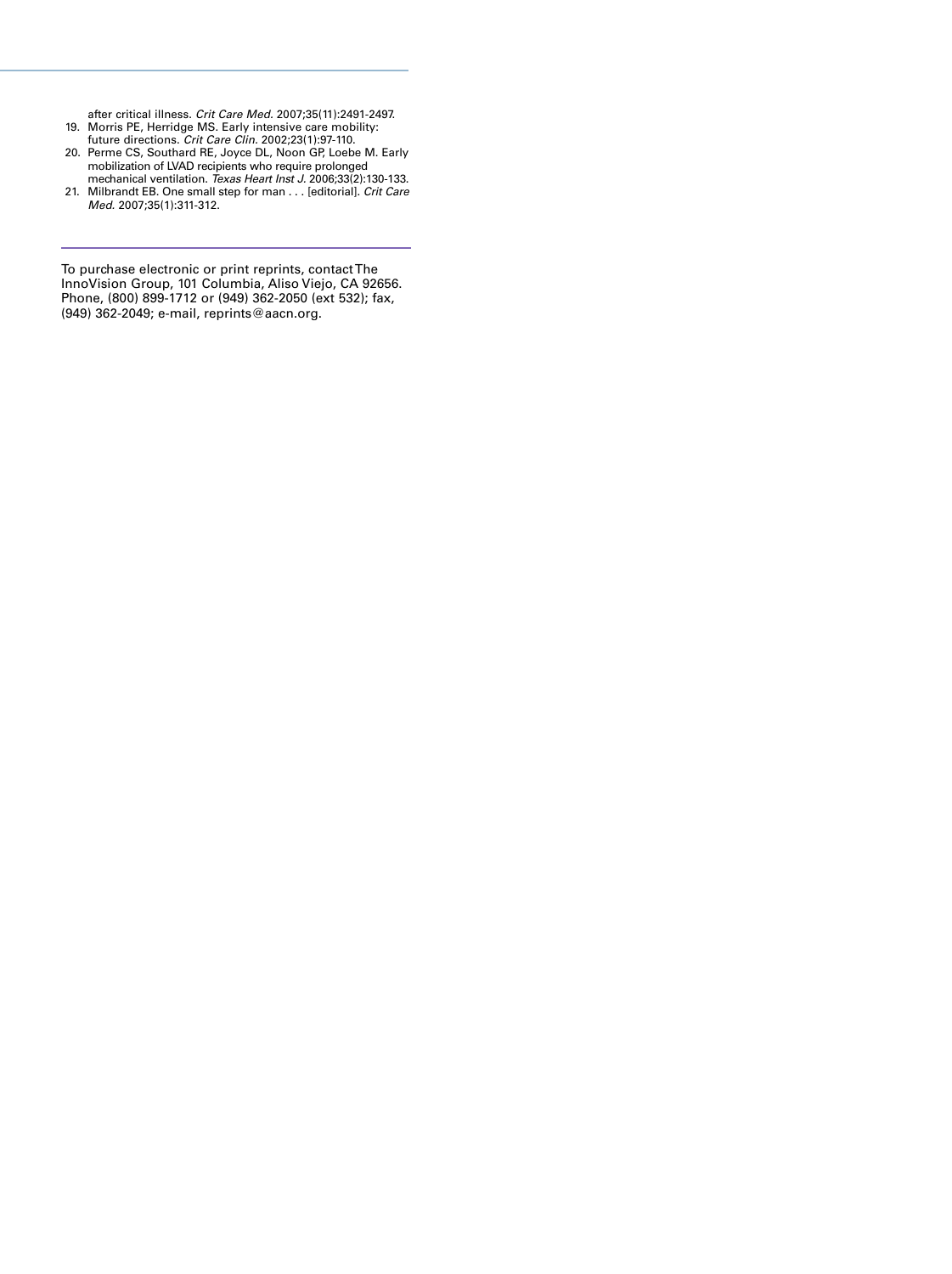after critical illness. *Crit Care Med.* 2007;35(11):2491-2497.

19. Morris PE, Herridge MS. Early intensive care mobility: future directions. *Crit Care Clin.* 2002;23(1):97-110.
20. Perme CS, Southard RE, Joyce DL, Noon GP, Loebe M. Early mobilization of LVAD recipients who require prolonged mechanical ventilation. *Texas Heart Inst J.* 2006;33(2):130-133.
21. Milbrandt EB. One small step for man . . . [editorial]. *Crit Care Med.* 2007;35(1):311-312.

To purchase electronic or print reprints, contact The InnoVision Group, 101 Columbia, Aliso Viejo, CA 92656. Phone, (800) 899-1712 or (949) 362-2050 (ext 532); fax, (949) 362-2049; e-mail, reprints@aacn.org.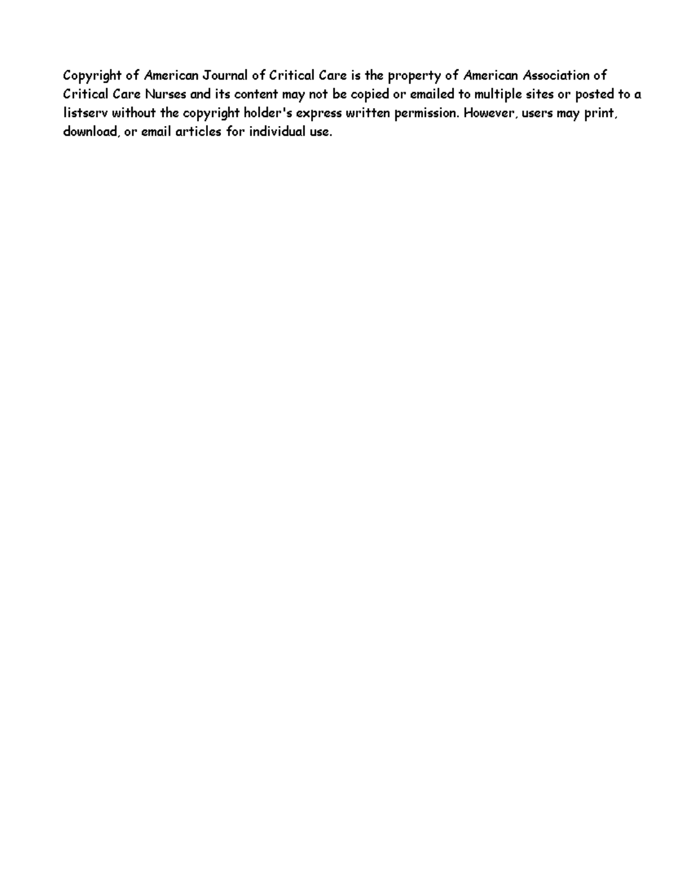Copyright of American Journal of Critical Care is the property of American Association of Critical Care Nurses and its content may not be copied or emailed to multiple sites or posted to a listserv without the copyright holder's express written permission. However, users may print, download, or email articles for individual use.